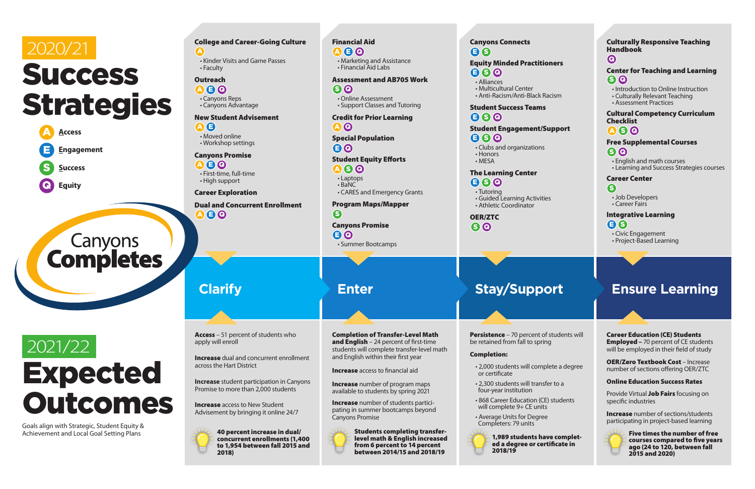# 2020/21 Success Strategies

- **A** Access
- **E** Engagement
- **S** Success
- **Q** Equity

Canyons Completes

## Clarify

**College and Career-Going Culture**
A
- Kinder Visits and Game Passes
- Faculty

**Outreach**
A E Q
- Canyons Reps
- Canyons Advantage

**New Student Advisement**
A E
- Moved online
- Workshop settings

**Canyons Promise**
A E Q
- First-time, full-time
- High support

**Career Exploration**

**Dual and Concurrent Enrollment**
A E Q

## Enter

**Financial Aid**
A E Q
- Marketing and Assistance
- Financial Aid Labs

**Assessment and AB705 Work**
S Q
- Online Assessment
- Support Classes and Tutoring

**Credit for Prior Learning**
A Q

**Special Population**
E Q

**Student Equity Efforts**
A S Q
- Laptops
- BaNC
- CARES and Emergency Grants

**Program Maps/Mapper**
S

**Canyons Promise**
E Q
- Summer Bootcamps

## Stay/Support

**Canyons Connects**
E S

**Equity Minded Practitioners**
E S Q
- Alliances
- Multicultural Center
- Anti-Racism/Anti-Black Racism

**Student Success Teams**
E S Q

**Student Engagement/Support**
E S Q
- Clubs and organizations
- Honors
- MESA

**The Learning Center**
E S Q
- Tutoring
- Guided Learning Activities
- Athletic Coordinator

**OER/ZTC**
S Q

## Ensure Learning

**Culturally Responsive Teaching Handbook**
Q

**Center for Teaching and Learning**
S Q
- Introduction to Online Instruction
- Culturally Relevant Teaching
- Assessment Practices

**Cultural Competency Curriculum Checklist**
A S Q

**Free Supplemental Courses**
S Q
- English and math courses
- Learning and Success Strategies courses

**Career Center**
S
- Job Developers
- Career Fairs

**Integrative Learning**
E S
- Civic Engagement
- Project-Based Learning

# 2021/22 Expected Outcomes

Goals align with Strategic, Student Equity & Achievement and Local Goal Setting Plans

## Clarify

**Access** – 51 percent of students who apply will enroll

**Increase** dual and concurrent enrollment across the Hart District

**Increase** student participation in Canyons Promise to more than 2,000 students

**Increase** access to New Student Advisement by bringing it online 24/7

**40 percent increase in dual/ concurrent enrollments (1,400 to 1,954 between fall 2015 and 2018)**

## Enter

**Completion of Transfer-Level Math and English** – 24 percent of first-time students will complete transfer-level math and English within their first year

**Increase** access to financial aid

**Increase** number of program maps available to students by spring 2021

**Increase** number of students participating in summer bootcamps beyond Canyons Promise

**Students completing transfer-level math & English increased from 6 percent to 14 percent between 2014/15 and 2018/19**

## Stay/Support

**Persistence** – 70 percent of students will be retained from fall to spring

**Completion:**

- 2,000 students will complete a degree or certificate
- 2,300 students will transfer to a four-year institution
- 868 Career Education (CE) students will complete 9+ CE units
- Average Units for Degree Completers: 79 units

**1,989 students have completed a degree or certificate in 2018/19**

## Ensure Learning

**Career Education (CE) Students Employed** – 70 percent of CE students will be employed in their field of study

**OER/Zero Textbook Cost** – Increase number of sections offering OER/ZTC

**Online Education Success Rates**

Provide Virtual **Job Fairs** focusing on specific industries

**Increase** number of sections/students participating in project-based learning

**Five times the number of free courses compared to five years ago (24 to 120, between fall 2015 and 2020)**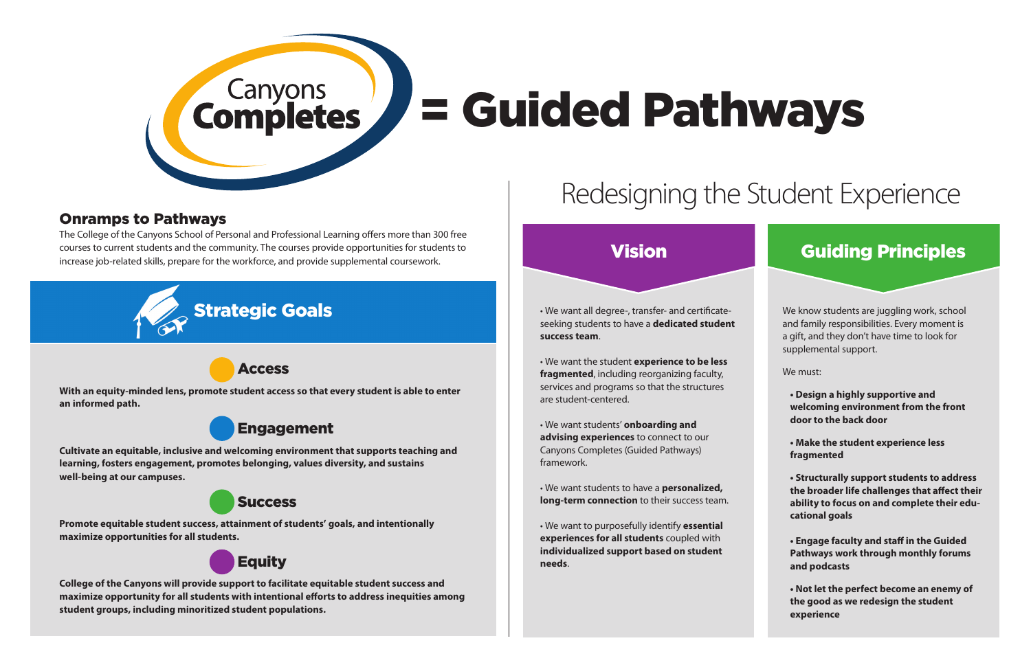# Canyons Completes = Guided Pathways

## Onramps to Pathways

The College of the Canyons School of Personal and Professional Learning offers more than 300 free courses to current students and the community. The courses provide opportunities for students to increase job-related skills, prepare for the workforce, and provide supplemental coursework.

## Strategic Goals

### Access

**With an equity-minded lens, promote student access so that every student is able to enter an informed path.**

### Engagement

**Cultivate an equitable, inclusive and welcoming environment that supports teaching and learning, fosters engagement, promotes belonging, values diversity, and sustains well-being at our campuses.**

### Success

**Promote equitable student success, attainment of students' goals, and intentionally maximize opportunities for all students.**

### Equity

**College of the Canyons will provide support to facilitate equitable student success and maximize opportunity for all students with intentional efforts to address inequities among student groups, including minoritized student populations.**

# Redesigning the Student Experience

## Vision

- We want all degree-, transfer- and certificate-seeking students to have a **dedicated student success team**.
- We want the student **experience to be less fragmented**, including reorganizing faculty, services and programs so that the structures are student-centered.
- We want students' **onboarding and advising experiences** to connect to our Canyons Completes (Guided Pathways) framework.
- We want students to have a **personalized, long-term connection** to their success team.
- We want to purposefully identify **essential experiences for all students** coupled with **individualized support based on student needs**.

## Guiding Principles

We know students are juggling work, school and family responsibilities. Every moment is a gift, and they don't have time to look for supplemental support.

We must:

- **Design a highly supportive and welcoming environment from the front door to the back door**
- **Make the student experience less fragmented**
- **Structurally support students to address the broader life challenges that affect their ability to focus on and complete their educational goals**
- **Engage faculty and staff in the Guided Pathways work through monthly forums and podcasts**
- **Not let the perfect become an enemy of the good as we redesign the student experience**